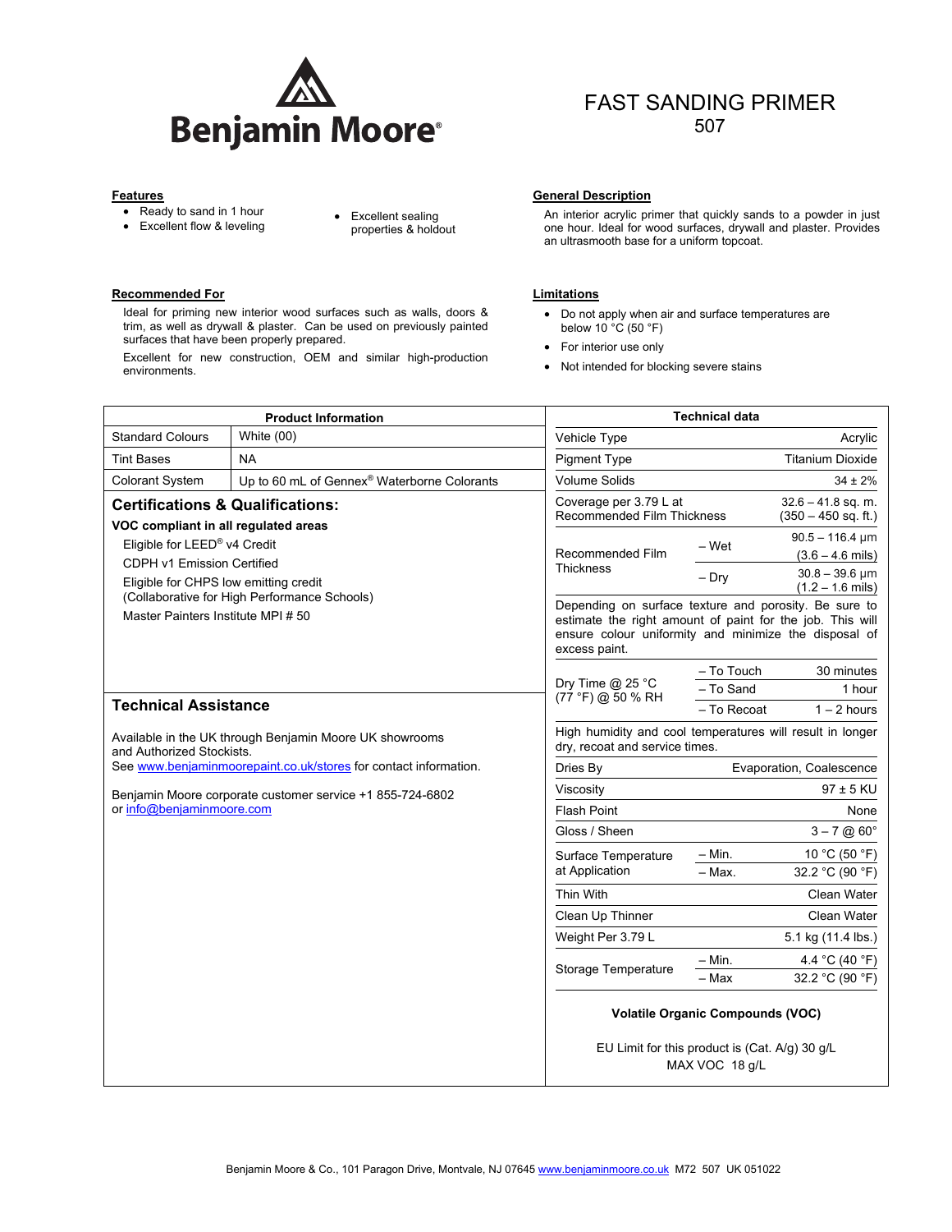# Benjamin Moore®

# FAST SANDING PRIMER
## 507

## Features

- Ready to sand in 1 hour
- Excellent flow & leveling
- Excellent sealing properties & holdout

## General Description

An interior acrylic primer that quickly sands to a powder in just one hour. Ideal for wood surfaces, drywall and plaster. Provides an ultrasmooth base for a uniform topcoat.

## Recommended For

Ideal for priming new interior wood surfaces such as walls, doors & trim, as well as drywall & plaster. Can be used on previously painted surfaces that have been properly prepared.

Excellent for new construction, OEM and similar high-production environments.

## Limitations

- Do not apply when air and surface temperatures are below 10 °C (50 °F)
- For interior use only
- Not intended for blocking severe stains

| Product Information | |
|---|---|
| Standard Colours | White (00) |
| Tint Bases | NA |
| Colorant System | Up to 60 mL of Gennex® Waterborne Colorants |

### Certifications & Qualifications:

**VOC compliant in all regulated areas**

Eligible for LEED® v4 Credit

CDPH v1 Emission Certified

Eligible for CHPS low emitting credit
(Collaborative for High Performance Schools)

Master Painters Institute MPI # 50

### Technical Assistance

Available in the UK through Benjamin Moore UK showrooms and Authorized Stockists.
See www.benjaminmoorepaint.co.uk/stores for contact information.

Benjamin Moore corporate customer service +1 855-724-6802 or info@benjaminmoore.com

| Technical data | | |
|---|---|---|
| Vehicle Type | | Acrylic |
| Pigment Type | | Titanium Dioxide |
| Volume Solids | | 34 ± 2% |
| Coverage per 3.79 L at Recommended Film Thickness | | 32.6 – 41.8 sq. m. (350 – 450 sq. ft.) |
| Recommended Film Thickness | – Wet | 90.5 – 116.4 µm (3.6 – 4.6 mils) |
| | – Dry | 30.8 – 39.6 µm (1.2 – 1.6 mils) |
| Depending on surface texture and porosity. Be sure to estimate the right amount of paint for the job. This will ensure colour uniformity and minimize the disposal of excess paint. | | |
| Dry Time @ 25 °C (77 °F) @ 50 % RH | – To Touch | 30 minutes |
| | – To Sand | 1 hour |
| | – To Recoat | 1 – 2 hours |
| High humidity and cool temperatures will result in longer dry, recoat and service times. | | |
| Dries By | | Evaporation, Coalescence |
| Viscosity | | 97 ± 5 KU |
| Flash Point | | None |
| Gloss / Sheen | | 3 – 7 @ 60° |
| Surface Temperature at Application | – Min. | 10 °C (50 °F) |
| | – Max. | 32.2 °C (90 °F) |
| Thin With | | Clean Water |
| Clean Up Thinner | | Clean Water |
| Weight Per 3.79 L | | 5.1 kg (11.4 lbs.) |
| Storage Temperature | – Min. | 4.4 °C (40 °F) |
| | – Max | 32.2 °C (90 °F) |

**Volatile Organic Compounds (VOC)**

EU Limit for this product is (Cat. A/g) 30 g/L
MAX VOC 18 g/L

Benjamin Moore & Co., 101 Paragon Drive, Montvale, NJ 07645 www.benjaminmoore.co.uk M72 507 UK 051022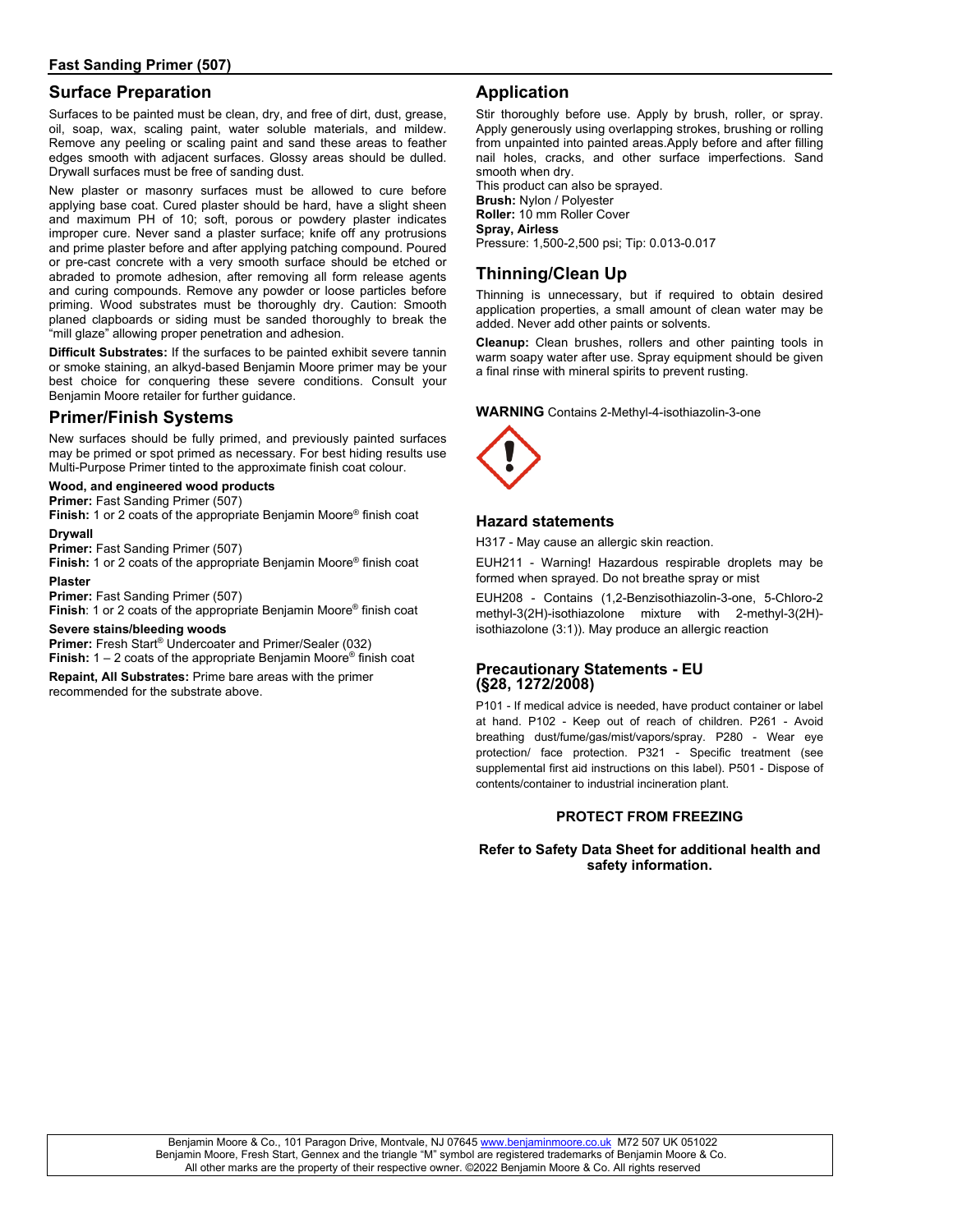## Surface Preparation

Surfaces to be painted must be clean, dry, and free of dirt, dust, grease, oil, soap, wax, scaling paint, water soluble materials, and mildew. Remove any peeling or scaling paint and sand these areas to feather edges smooth with adjacent surfaces. Glossy areas should be dulled. Drywall surfaces must be free of sanding dust.

New plaster or masonry surfaces must be allowed to cure before applying base coat. Cured plaster should be hard, have a slight sheen and maximum PH of 10; soft, porous or powdery plaster indicates improper cure. Never sand a plaster surface; knife off any protrusions and prime plaster before and after applying patching compound. Poured or pre-cast concrete with a very smooth surface should be etched or abraded to promote adhesion, after removing all form release agents and curing compounds. Remove any powder or loose particles before priming. Wood substrates must be thoroughly dry. Caution: Smooth planed clapboards or siding must be sanded thoroughly to break the "mill glaze" allowing proper penetration and adhesion.

**Difficult Substrates:** If the surfaces to be painted exhibit severe tannin or smoke staining, an alkyd-based Benjamin Moore primer may be your best choice for conquering these severe conditions. Consult your Benjamin Moore retailer for further guidance.

## Primer/Finish Systems

New surfaces should be fully primed, and previously painted surfaces may be primed or spot primed as necessary. For best hiding results use Multi-Purpose Primer tinted to the approximate finish coat colour.

**Wood, and engineered wood products**
**Primer:** Fast Sanding Primer (507)
**Finish:** 1 or 2 coats of the appropriate Benjamin Moore® finish coat

**Drywall**
**Primer:** Fast Sanding Primer (507)
**Finish:** 1 or 2 coats of the appropriate Benjamin Moore® finish coat

**Plaster**
**Primer:** Fast Sanding Primer (507)
**Finish**: 1 or 2 coats of the appropriate Benjamin Moore® finish coat

**Severe stains/bleeding woods**
**Primer:** Fresh Start® Undercoater and Primer/Sealer (032)
**Finish:** 1 – 2 coats of the appropriate Benjamin Moore® finish coat

**Repaint, All Substrates:** Prime bare areas with the primer recommended for the substrate above.

## Application

Stir thoroughly before use. Apply by brush, roller, or spray. Apply generously using overlapping strokes, brushing or rolling from unpainted into painted areas.Apply before and after filling nail holes, cracks, and other surface imperfections. Sand smooth when dry.
This product can also be sprayed.
**Brush:** Nylon / Polyester
**Roller:** 10 mm Roller Cover
**Spray, Airless**
Pressure: 1,500-2,500 psi; Tip: 0.013-0.017

## Thinning/Clean Up

Thinning is unnecessary, but if required to obtain desired application properties, a small amount of clean water may be added. Never add other paints or solvents.

**Cleanup:** Clean brushes, rollers and other painting tools in warm soapy water after use. Spray equipment should be given a final rinse with mineral spirits to prevent rusting.

**WARNING** Contains 2-Methyl-4-isothiazolin-3-one

### Hazard statements

H317 - May cause an allergic skin reaction.

EUH211 - Warning! Hazardous respirable droplets may be formed when sprayed. Do not breathe spray or mist

EUH208 - Contains (1,2-Benzisothiazolin-3-one, 5-Chloro-2 methyl-3(2H)-isothiazolone mixture with 2-methyl-3(2H)-isothiazolone (3:1)). May produce an allergic reaction

### Precautionary Statements - EU (§28, 1272/2008)

P101 - If medical advice is needed, have product container or label at hand. P102 - Keep out of reach of children. P261 - Avoid breathing dust/fume/gas/mist/vapors/spray. P280 - Wear eye protection/ face protection. P321 - Specific treatment (see supplemental first aid instructions on this label). P501 - Dispose of contents/container to industrial incineration plant.

**PROTECT FROM FREEZING**

**Refer to Safety Data Sheet for additional health and safety information.**

Benjamin Moore & Co., 101 Paragon Drive, Montvale, NJ 07645 www.benjaminmoore.co.uk M72 507 UK 051022
Benjamin Moore, Fresh Start, Gennex and the triangle "M" symbol are registered trademarks of Benjamin Moore & Co.
All other marks are the property of their respective owner. ©2022 Benjamin Moore & Co. All rights reserved